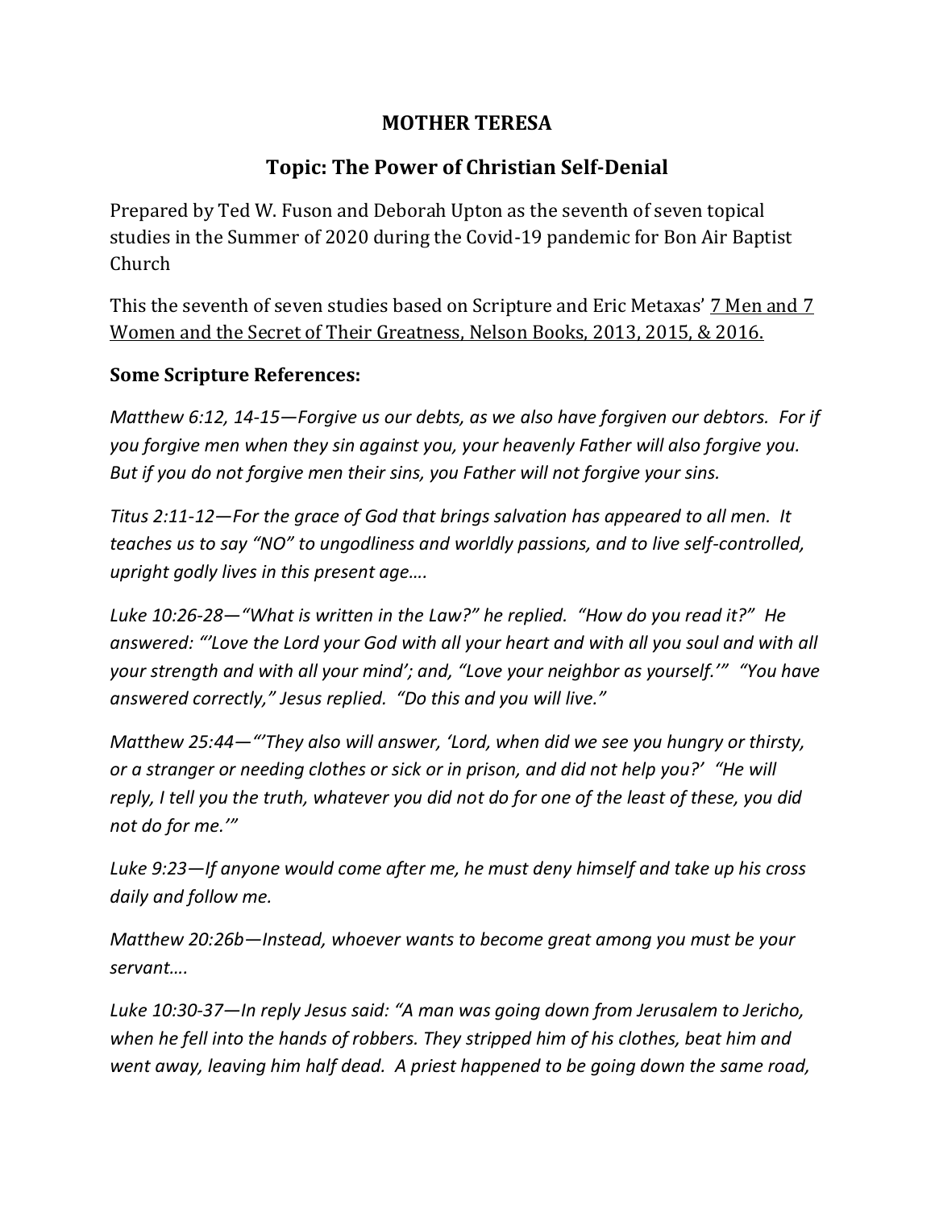# MOTHER TERESA

## Topic: The Power of Christian Self-Denial

Prepared by Ted W. Fuson and Deborah Upton as the seventh of seven topical studies in the Summer of 2020 during the Covid-19 pandemic for Bon Air Baptist Church

This the seventh of seven studies based on Scripture and Eric Metaxas' 7 Men and 7 Women and the Secret of Their Greatness, Nelson Books, 2013, 2015, & 2016.

### Some Scripture References:

*Matthew 6:12, 14-15—Forgive us our debts, as we also have forgiven our debtors. For if you forgive men when they sin against you, your heavenly Father will also forgive you. But if you do not forgive men their sins, you Father will not forgive your sins.*

*Titus 2:11-12—For the grace of God that brings salvation has appeared to all men. It teaches us to say "NO" to ungodliness and worldly passions, and to live self-controlled, upright godly lives in this present age….*

*Luke 10:26-28—"What is written in the Law?" he replied. "How do you read it?" He answered: "'Love the Lord your God with all your heart and with all you soul and with all your strength and with all your mind'; and, "Love your neighbor as yourself.'" "You have answered correctly," Jesus replied. "Do this and you will live."*

*Matthew 25:44—"'They also will answer, 'Lord, when did we see you hungry or thirsty, or a stranger or needing clothes or sick or in prison, and did not help you?' "He will reply, I tell you the truth, whatever you did not do for one of the least of these, you did not do for me.'"*

*Luke 9:23—If anyone would come after me, he must deny himself and take up his cross daily and follow me.*

*Matthew 20:26b—Instead, whoever wants to become great among you must be your servant….*

*Luke 10:30-37—In reply Jesus said: "A man was going down from Jerusalem to Jericho, when he fell into the hands of robbers. They stripped him of his clothes, beat him and went away, leaving him half dead. A priest happened to be going down the same road,*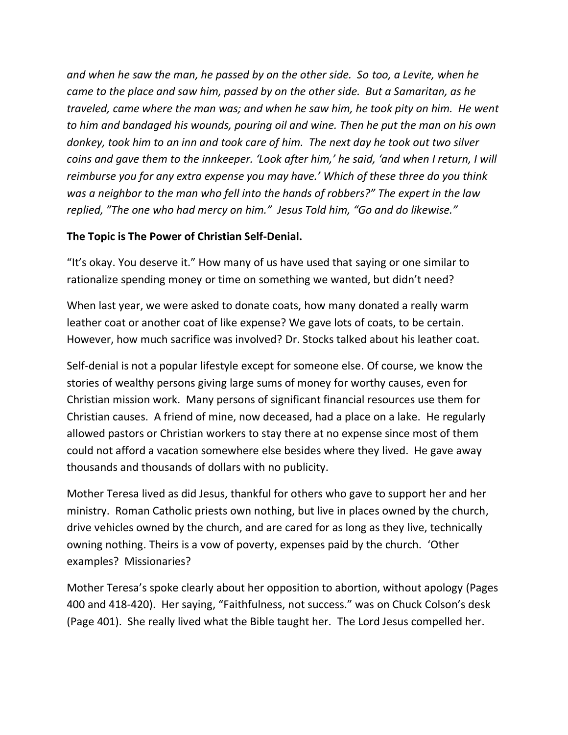*and when he saw the man, he passed by on the other side. So too, a Levite, when he came to the place and saw him, passed by on the other side. But a Samaritan, as he traveled, came where the man was; and when he saw him, he took pity on him. He went to him and bandaged his wounds, pouring oil and wine. Then he put the man on his own donkey, took him to an inn and took care of him. The next day he took out two silver coins and gave them to the innkeeper. 'Look after him,' he said, 'and when I return, I will reimburse you for any extra expense you may have.' Which of these three do you think was a neighbor to the man who fell into the hands of robbers?" The expert in the law replied, "The one who had mercy on him." Jesus Told him, "Go and do likewise."*

**The Topic is The Power of Christian Self-Denial.**

"It's okay. You deserve it." How many of us have used that saying or one similar to rationalize spending money or time on something we wanted, but didn't need?

When last year, we were asked to donate coats, how many donated a really warm leather coat or another coat of like expense? We gave lots of coats, to be certain. However, how much sacrifice was involved? Dr. Stocks talked about his leather coat.

Self-denial is not a popular lifestyle except for someone else. Of course, we know the stories of wealthy persons giving large sums of money for worthy causes, even for Christian mission work. Many persons of significant financial resources use them for Christian causes. A friend of mine, now deceased, had a place on a lake. He regularly allowed pastors or Christian workers to stay there at no expense since most of them could not afford a vacation somewhere else besides where they lived. He gave away thousands and thousands of dollars with no publicity.

Mother Teresa lived as did Jesus, thankful for others who gave to support her and her ministry. Roman Catholic priests own nothing, but live in places owned by the church, drive vehicles owned by the church, and are cared for as long as they live, technically owning nothing. Theirs is a vow of poverty, expenses paid by the church. 'Other examples? Missionaries?

Mother Teresa's spoke clearly about her opposition to abortion, without apology (Pages 400 and 418-420). Her saying, "Faithfulness, not success." was on Chuck Colson's desk (Page 401). She really lived what the Bible taught her. The Lord Jesus compelled her.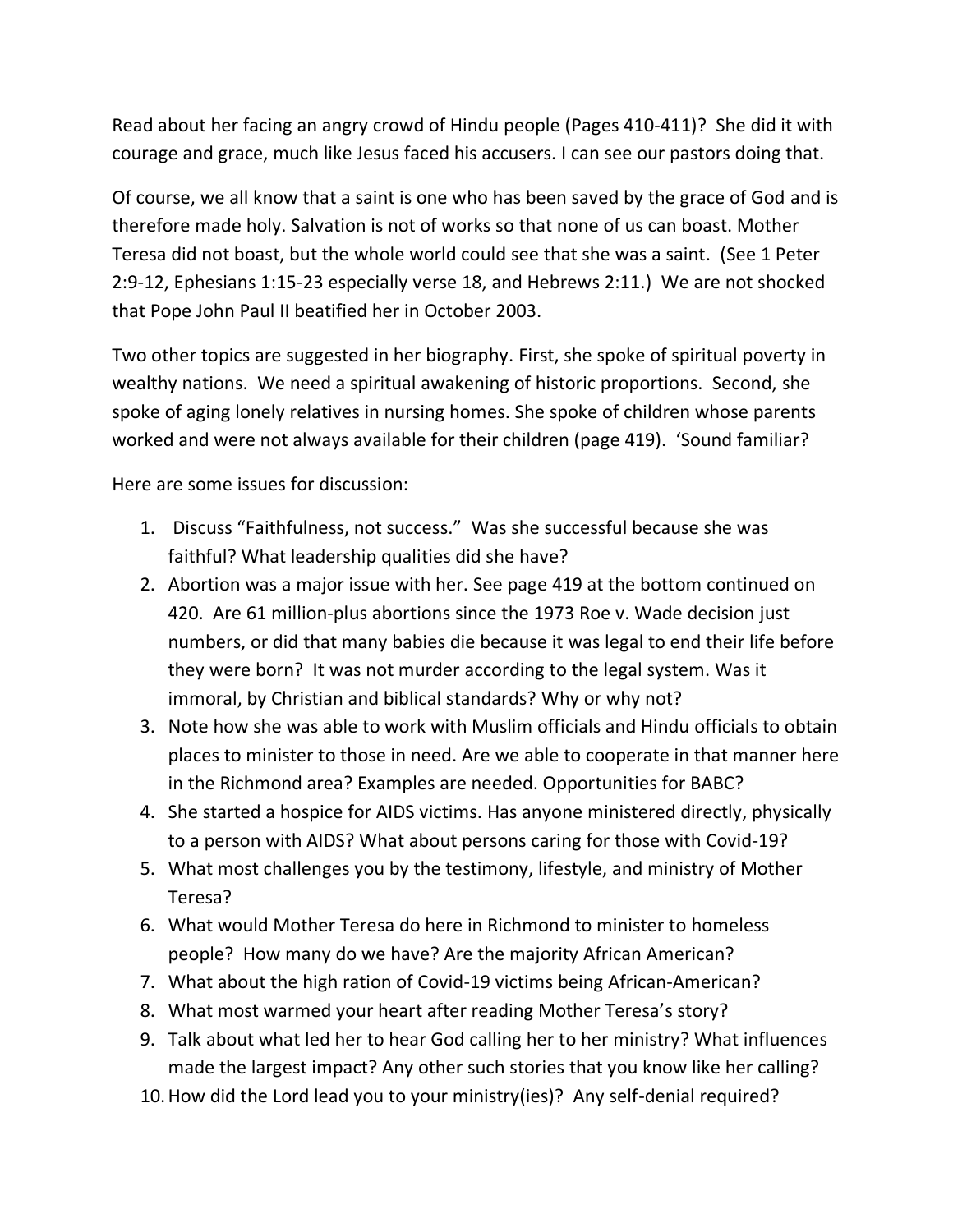Read about her facing an angry crowd of Hindu people (Pages 410-411)? She did it with courage and grace, much like Jesus faced his accusers. I can see our pastors doing that.

Of course, we all know that a saint is one who has been saved by the grace of God and is therefore made holy. Salvation is not of works so that none of us can boast. Mother Teresa did not boast, but the whole world could see that she was a saint. (See 1 Peter 2:9-12, Ephesians 1:15-23 especially verse 18, and Hebrews 2:11.) We are not shocked that Pope John Paul II beatified her in October 2003.

Two other topics are suggested in her biography. First, she spoke of spiritual poverty in wealthy nations. We need a spiritual awakening of historic proportions. Second, she spoke of aging lonely relatives in nursing homes. She spoke of children whose parents worked and were not always available for their children (page 419). 'Sound familiar?

Here are some issues for discussion:

1. Discuss "Faithfulness, not success." Was she successful because she was faithful? What leadership qualities did she have?
2. Abortion was a major issue with her. See page 419 at the bottom continued on 420. Are 61 million-plus abortions since the 1973 Roe v. Wade decision just numbers, or did that many babies die because it was legal to end their life before they were born? It was not murder according to the legal system. Was it immoral, by Christian and biblical standards? Why or why not?
3. Note how she was able to work with Muslim officials and Hindu officials to obtain places to minister to those in need. Are we able to cooperate in that manner here in the Richmond area? Examples are needed. Opportunities for BABC?
4. She started a hospice for AIDS victims. Has anyone ministered directly, physically to a person with AIDS? What about persons caring for those with Covid-19?
5. What most challenges you by the testimony, lifestyle, and ministry of Mother Teresa?
6. What would Mother Teresa do here in Richmond to minister to homeless people? How many do we have? Are the majority African American?
7. What about the high ration of Covid-19 victims being African-American?
8. What most warmed your heart after reading Mother Teresa's story?
9. Talk about what led her to hear God calling her to her ministry? What influences made the largest impact? Any other such stories that you know like her calling?
10. How did the Lord lead you to your ministry(ies)? Any self-denial required?